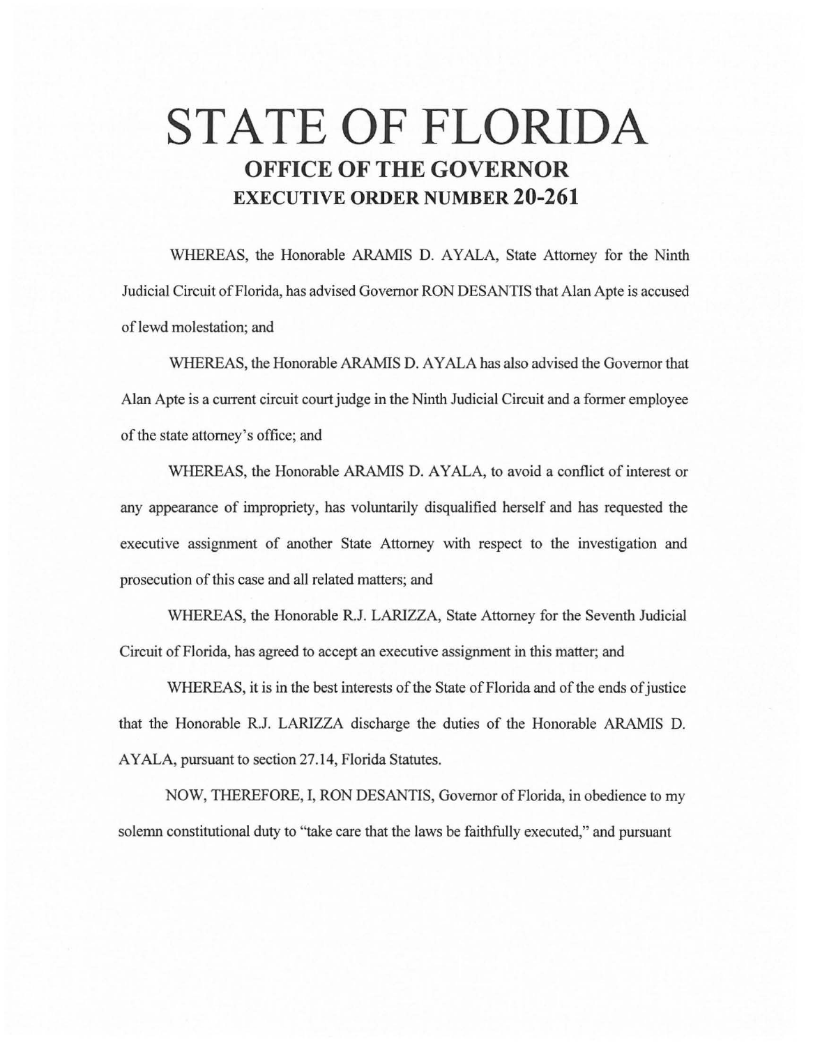# STATE OF FLORIDA

## OFFICE OF THE GOVERNOR

## EXECUTIVE ORDER NUMBER 20-261

WHEREAS, the Honorable ARAMIS D. AYALA, State Attorney for the Ninth Judicial Circuit of Florida, has advised Governor RON DESANTIS that Alan Apte is accused of lewd molestation; and

WHEREAS, the Honorable ARAMIS D. AYALA has also advised the Governor that Alan Apte is a current circuit court judge in the Ninth Judicial Circuit and a former employee of the state attorney's office; and

WHEREAS, the Honorable ARAMIS D. AYALA, to avoid a conflict of interest or any appearance of impropriety, has voluntarily disqualified herself and has requested the executive assignment of another State Attorney with respect to the investigation and prosecution of this case and all related matters; and

WHEREAS, the Honorable R.J. LARIZZA, State Attorney for the Seventh Judicial Circuit of Florida, has agreed to accept an executive assignment in this matter; and

WHEREAS, it is in the best interests of the State of Florida and of the ends of justice that the Honorable R.J. LARIZZA discharge the duties of the Honorable ARAMIS D. AYALA, pursuant to section 27.14, Florida Statutes.

NOW, THEREFORE, I, RON DESANTIS, Governor of Florida, in obedience to my solemn constitutional duty to "take care that the laws be faithfully executed," and pursuant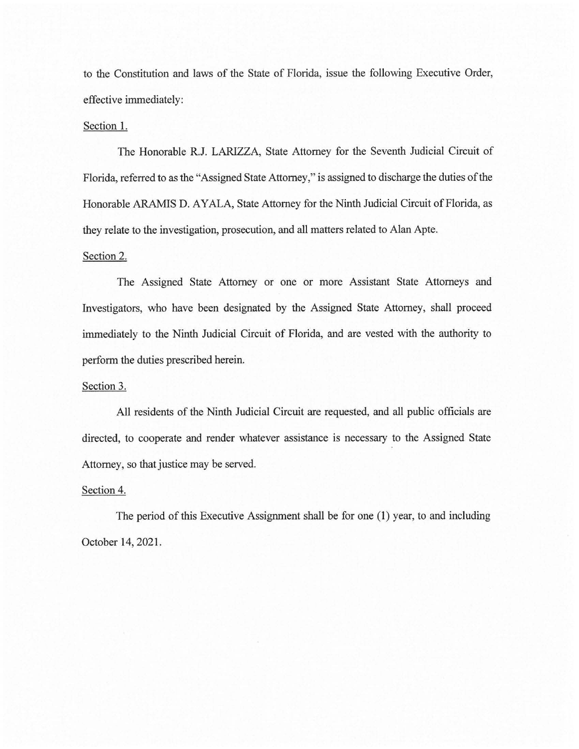to the Constitution and laws of the State of Florida, issue the following Executive Order, effective immediately:

Section 1.

The Honorable R.J. LARIZZA, State Attorney for the Seventh Judicial Circuit of Florida, referred to as the "Assigned State Attorney," is assigned to discharge the duties of the Honorable ARAMIS D. AYALA, State Attorney for the Ninth Judicial Circuit of Florida, as they relate to the investigation, prosecution, and all matters related to Alan Apte.

Section 2.

The Assigned State Attorney or one or more Assistant State Attorneys and Investigators, who have been designated by the Assigned State Attorney, shall proceed immediately to the Ninth Judicial Circuit of Florida, and are vested with the authority to perform the duties prescribed herein.

Section 3.

All residents of the Ninth Judicial Circuit are requested, and all public officials are directed, to cooperate and render whatever assistance is necessary to the Assigned State Attorney, so that justice may be served.

Section 4.

The period of this Executive Assignment shall be for one (1) year, to and including October 14, 2021.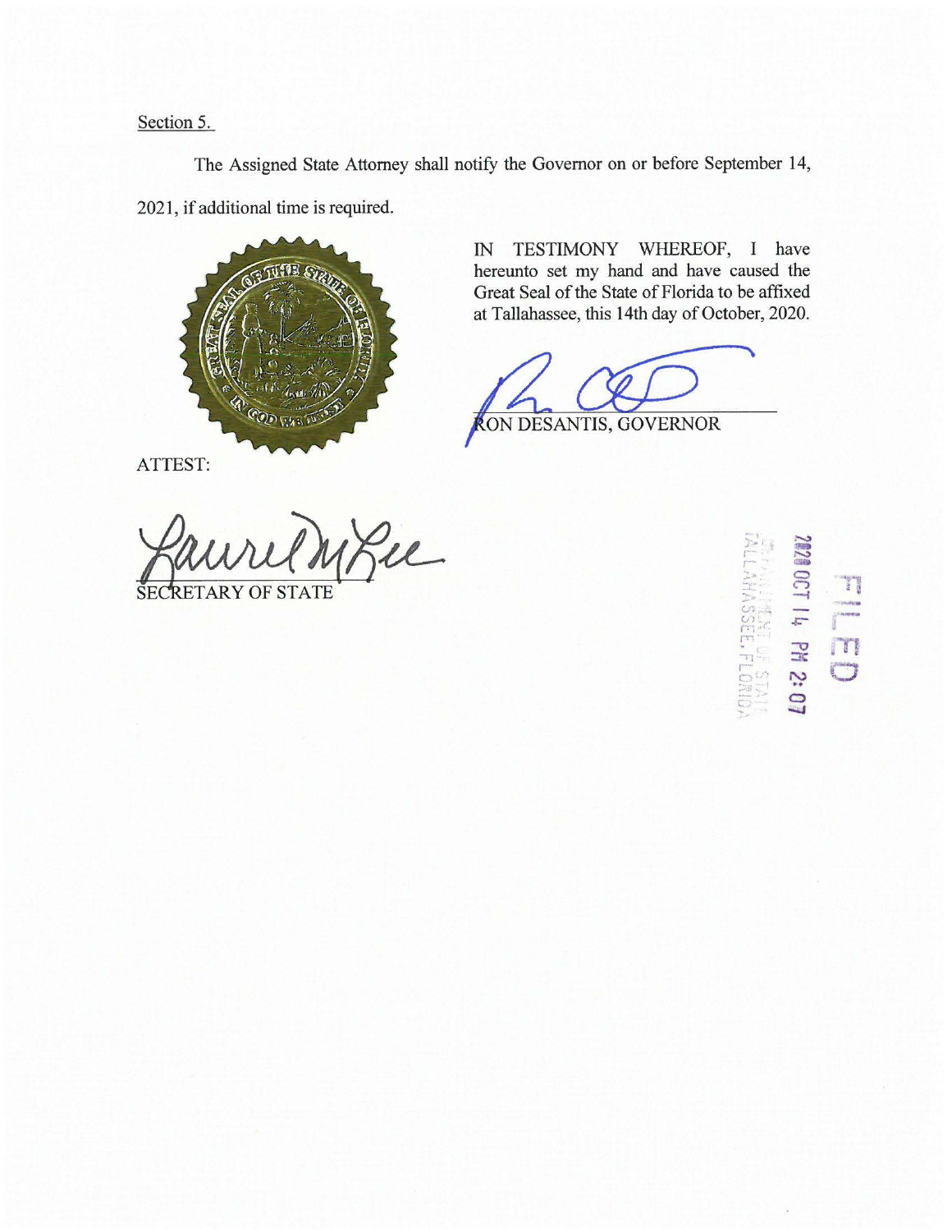Section 5.

The Assigned State Attorney shall notify the Governor on or before September 14, 2021, if additional time is required.

IN TESTIMONY WHEREOF, I have hereunto set my hand and have caused the Great Seal of the State of Florida to be affixed at Tallahassee, this 14th day of October, 2020.

RON DESANTIS, GOVERNOR

ATTEST:

SECRETARY OF STATE

FILED

2020 OCT 14 PM 2:07

DEPARTMENT OF STATE
TALLAHASSEE, FLORIDA